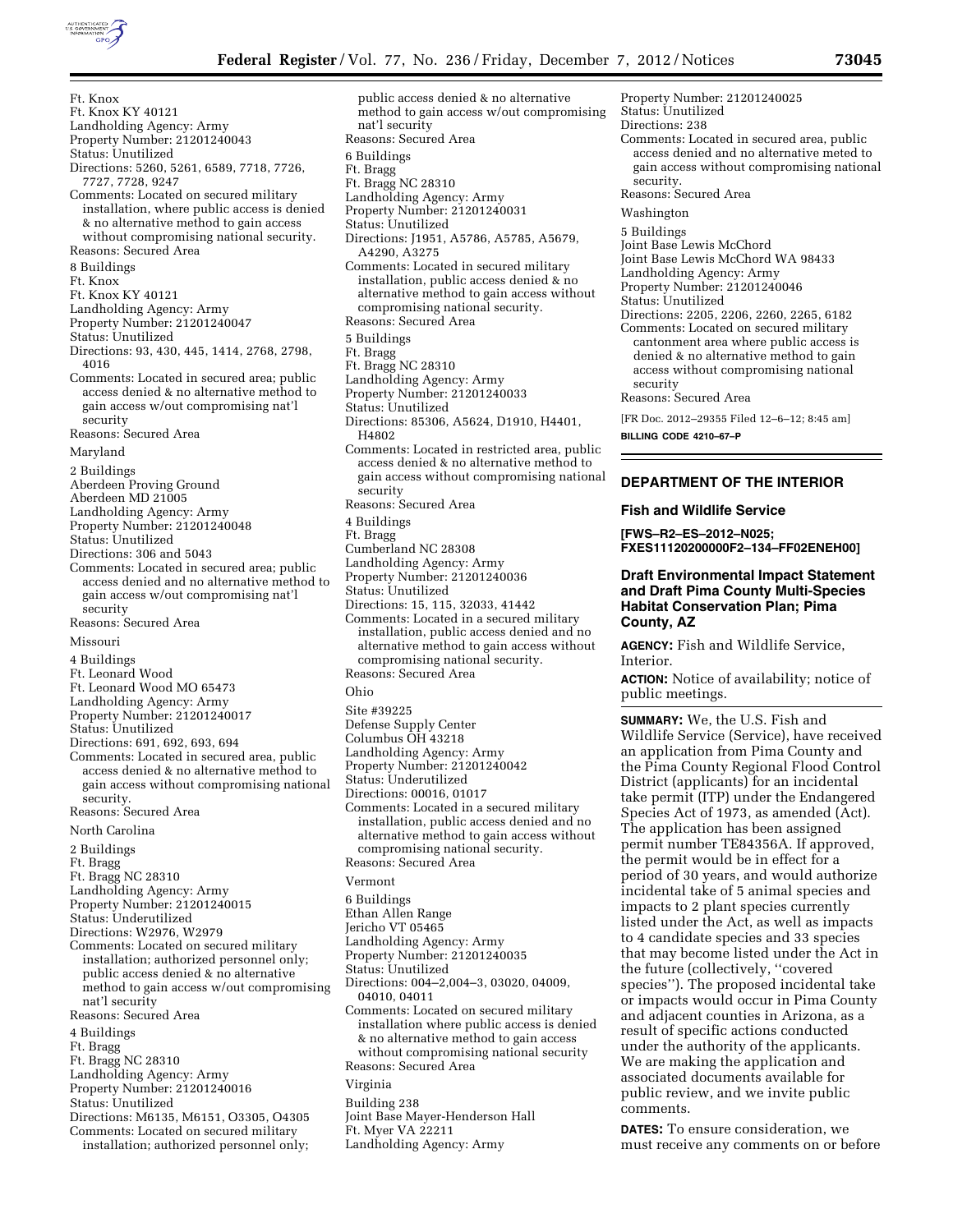Ft. Knox
Ft. Knox KY 40121
Landholding Agency: Army
Property Number: 21201240043
Status: Unutilized
Directions: 5260, 5261, 6589, 7718, 7726, 7727, 7728, 9247
Comments: Located on secured military installation, where public access is denied & no alternative method to gain access without compromising national security.
Reasons: Secured Area

8 Buildings
Ft. Knox
Ft. Knox KY 40121
Landholding Agency: Army
Property Number: 21201240047
Status: Unutilized
Directions: 93, 430, 445, 1414, 2768, 2798, 4016
Comments: Located in secured area; public access denied & no alternative method to gain access w/out compromising nat'l security
Reasons: Secured Area

Maryland

2 Buildings
Aberdeen Proving Ground
Aberdeen MD 21005
Landholding Agency: Army
Property Number: 21201240048
Status: Unutilized
Directions: 306 and 5043
Comments: Located in secured area; public access denied and no alternative method to gain access w/out compromising nat'l security
Reasons: Secured Area

Missouri

4 Buildings
Ft. Leonard Wood
Ft. Leonard Wood MO 65473
Landholding Agency: Army
Property Number: 21201240017
Status: Unutilized
Directions: 691, 692, 693, 694
Comments: Located in secured area, public access denied & no alternative method to gain access without compromising national security.
Reasons: Secured Area

North Carolina

2 Buildings
Ft. Bragg
Ft. Bragg NC 28310
Landholding Agency: Army
Property Number: 21201240015
Status: Underutilized
Directions: W2976, W2979
Comments: Located on secured military installation; authorized personnel only; public access denied & no alternative method to gain access w/out compromising nat'l security
Reasons: Secured Area

4 Buildings
Ft. Bragg
Ft. Bragg NC 28310
Landholding Agency: Army
Property Number: 21201240016
Status: Unutilized
Directions: M6135, M6151, O3305, O4305
Comments: Located on secured military installation; authorized personnel only; public access denied & no alternative method to gain access w/out compromising nat'l security
Reasons: Secured Area

6 Buildings
Ft. Bragg
Ft. Bragg NC 28310
Landholding Agency: Army
Property Number: 21201240031
Status: Unutilized
Directions: J1951, A5786, A5785, A5679, A4290, A3275
Comments: Located in secured military installation, public access denied & no alternative method to gain access without compromising national security.
Reasons: Secured Area

5 Buildings
Ft. Bragg
Ft. Bragg NC 28310
Landholding Agency: Army
Property Number: 21201240033
Status: Unutilized
Directions: 85306, A5624, D1910, H4401, H4802
Comments: Located in restricted area, public access denied & no alternative method to gain access without compromising national security
Reasons: Secured Area

4 Buildings
Ft. Bragg
Cumberland NC 28308
Landholding Agency: Army
Property Number: 21201240036
Status: Unutilized
Directions: 15, 115, 32033, 41442
Comments: Located in a secured military installation, public access denied and no alternative method to gain access without compromising national security.
Reasons: Secured Area

Ohio

Site #39225
Defense Supply Center
Columbus OH 43218
Landholding Agency: Army
Property Number: 21201240042
Status: Underutilized
Directions: 00016, 01017
Comments: Located in a secured military installation, public access denied and no alternative method to gain access without compromising national security.
Reasons: Secured Area

Vermont

6 Buildings
Ethan Allen Range
Jericho VT 05465
Landholding Agency: Army
Property Number: 21201240035
Status: Unutilized
Directions: 004–2,004–3, 03020, 04009, 04010, 04011
Comments: Located on secured military installation where public access is denied & no alternative method to gain access without compromising national security
Reasons: Secured Area

Virginia

Building 238
Joint Base Mayer-Henderson Hall
Ft. Myer VA 22211
Landholding Agency: Army
Property Number: 21201240025
Status: Unutilized
Directions: 238
Comments: Located in secured area, public access denied and no alternative meted to gain access without compromising national security.
Reasons: Secured Area

Washington

5 Buildings
Joint Base Lewis McChord
Joint Base Lewis McChord WA 98433
Landholding Agency: Army
Property Number: 21201240046
Status: Unutilized
Directions: 2205, 2206, 2260, 2265, 6182
Comments: Located on secured military cantonment area where public access is denied & no alternative method to gain access without compromising national security
Reasons: Secured Area

[FR Doc. 2012–29355 Filed 12–6–12; 8:45 am]

**BILLING CODE 4210–67–P**

## DEPARTMENT OF THE INTERIOR

### Fish and Wildlife Service

**[FWS–R2–ES–2012–N025; FXES11120200000F2–134–FF02ENEH00]**

### Draft Environmental Impact Statement and Draft Pima County Multi-Species Habitat Conservation Plan; Pima County, AZ

**AGENCY:** Fish and Wildlife Service, Interior.

**ACTION:** Notice of availability; notice of public meetings.

**SUMMARY:** We, the U.S. Fish and Wildlife Service (Service), have received an application from Pima County and the Pima County Regional Flood Control District (applicants) for an incidental take permit (ITP) under the Endangered Species Act of 1973, as amended (Act). The application has been assigned permit number TE84356A. If approved, the permit would be in effect for a period of 30 years, and would authorize incidental take of 5 animal species and impacts to 2 plant species currently listed under the Act, as well as impacts to 4 candidate species and 33 species that may become listed under the Act in the future (collectively, ''covered species''). The proposed incidental take or impacts would occur in Pima County and adjacent counties in Arizona, as a result of specific actions conducted under the authority of the applicants. We are making the application and associated documents available for public review, and we invite public comments.

**DATES:** To ensure consideration, we must receive any comments on or before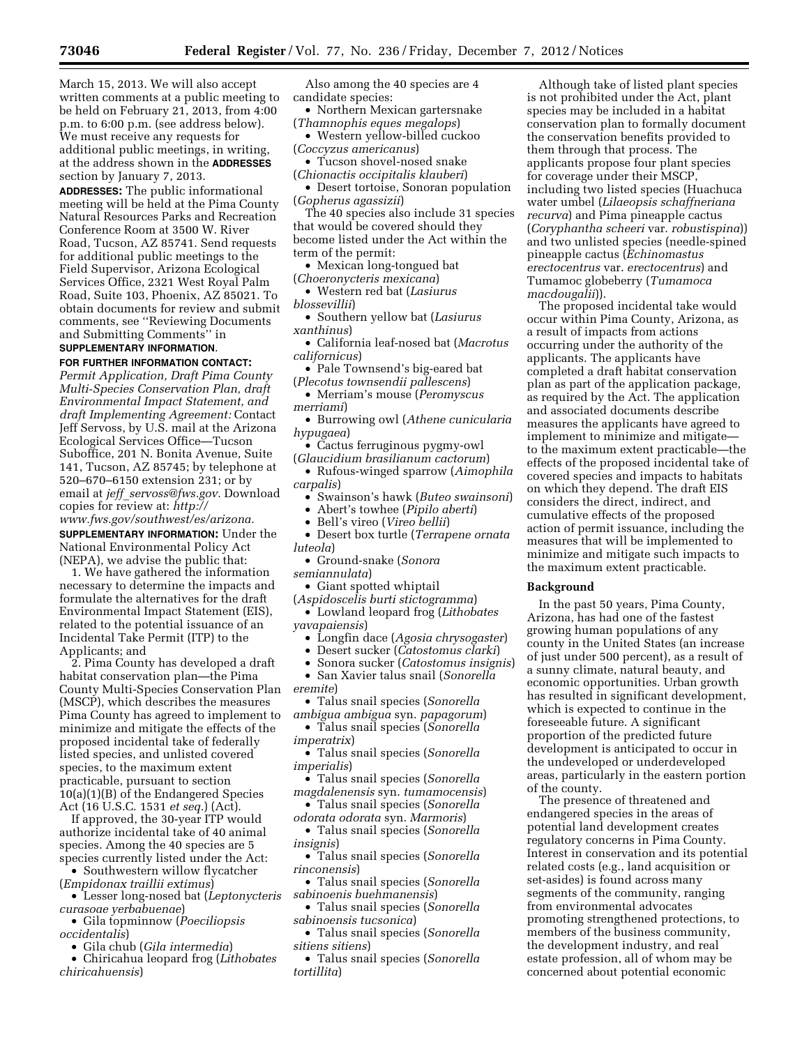March 15, 2013. We will also accept written comments at a public meeting to be held on February 21, 2013, from 4:00 p.m. to 6:00 p.m. (see address below). We must receive any requests for additional public meetings, in writing, at the address shown in the **ADDRESSES** section by January 7, 2013.

**ADDRESSES:** The public informational meeting will be held at the Pima County Natural Resources Parks and Recreation Conference Room at 3500 W. River Road, Tucson, AZ 85741. Send requests for additional public meetings to the Field Supervisor, Arizona Ecological Services Office, 2321 West Royal Palm Road, Suite 103, Phoenix, AC 85021. To obtain documents for review and submit comments, see ''Reviewing Documents and Submitting Comments'' in **SUPPLEMENTARY INFORMATION**.

**FOR FURTHER INFORMATION CONTACT:** *Permit Application, Draft Pima County Multi-Species Conservation Plan, draft Environmental Impact Statement, and draft Implementing Agreement:* Contact Jeff Servoss, by U.S. mail at the Arizona Ecological Services Office—Tucson Suboffice, 201 N. Bonita Avenue, Suite 141, Tucson, AZ 85745; by telephone at 520–670–6150 extension 231; or by email at *jeff_servoss@fws.gov.* Download copies for review at: *http://www.fws.gov/southwest/es/arizona.*

**SUPPLEMENTARY INFORMATION:** Under the National Environmental Policy Act (NEPA), we advise the public that:

1. We have gathered the information necessary to determine the impacts and formulate the alternatives for the draft Environmental Impact Statement (EIS), related to the potential issuance of an Incidental Take Permit (ITP) to the Applicants; and

2. Pima County has developed a draft habitat conservation plan—the Pima County Multi-Species Conservation Plan (MSCP), which describes the measures Pima County has agreed to implement to minimize and mitigate the effects of the proposed incidental take of federally listed species, and unlisted covered species, to the maximum extent practicable, pursuant to section 10(a)(1)(B) of the Endangered Species Act (16 U.S.C. 1531 *et seq.*) (Act).

If approved, the 30-year ITP would authorize incidental take of 40 animal species. Among the 40 species are 5 species currently listed under the Act:

- Southwestern willow flycatcher (*Empidonax traillii extimus*)
- Lesser long-nosed bat (*Leptonycteris curasoae yerbabuenae*)
- Gila topminnow (*Poeciliopsis occidentalis*)
- Gila chub (*Gila intermedia*)
- Chiricahua leopard frog (*Lithobates chiricahuensis*)

Also among the 40 species are 4 candidate species:

- Northern Mexican gartersnake (*Thamnophis eques megalops*)
- Western yellow-billed cuckoo (*Coccyzus americanus*)
- Tucson shovel-nosed snake (*Chionactis occipitalis klauberi*)
- Desert tortoise, Sonoran population (*Gopherus agassizii*)

The 40 species also include 31 species that would be covered should they become listed under the Act within the term of the permit:

- Mexican long-tongued bat (*Choeronycteris mexicana*)
- Western red bat (*Lasiurus blossevillii*)
- Southern yellow bat (*Lasiurus xanthinus*)
- California leaf-nosed bat (*Macrotus californicus*)
- Pale Townsend's big-eared bat (*Plecotus townsendii pallescens*)
- Merriam's mouse (*Peromyscus merriami*)
- Burrowing owl (*Athene cunicularia hypugaea*)
- Cactus ferruginous pygmy-owl (*Glaucidium brasilianum cactorum*)
- Rufous-winged sparrow (*Aimophila carpalis*)
- Swainson's hawk (*Buteo swainsoni*)
- Abert's towhee (*Pipilo aberti*)
- Bell's vireo (*Vireo bellii*)
- Desert box turtle (*Terrapene ornata luteola*)
- Ground-snake (*Sonora semiannulata*)
- Giant spotted whiptail (*Aspidoscelis burti stictogramma*)
- Lowland leopard frog (*Lithobates yavapaiensis*)
- Longfin dace (*Agosia chrysogaster*)
- Desert sucker (*Catostomus clarki*)
- Sonora sucker (*Catostomus insignis*)
- San Xavier talus snail (*Sonorella eremite*)
- Talus snail species (*Sonorella ambigua ambigua* syn. *papagorum*)
- Talus snail species (*Sonorella imperatrix*)
- Talus snail species (*Sonorella imperialis*)
- Talus snail species (*Sonorella magdalenensis* syn. *tumamocensis*)
- Talus snail species (*Sonorella odorata odorata* syn. *Marmoris*)
- Talus snail species (*Sonorella insignis*)
- Talus snail species (*Sonorella rinconensis*)
- Talus snail species (*Sonorella sabinoensis buehmanensis*)
- Talus snail species (*Sonorella sabinoensis tucsonica*)
- Talus snail species (*Sonorella sitiens sitiens*)
- Talus snail species (*Sonorella tortillita*)

Although take of listed plant species is not prohibited under the Act, plant species may be included in a habitat conservation plan to formally document the conservation benefits provided to them through that process. The applicants propose four plant species for coverage under their MSCP, including two listed species (Huachuca water umbel (*Lilaeopsis schaffneriana recurva*) and Pima pineapple cactus (*Coryphantha scheeri* var. *robustispina*)) and two unlisted species (needle-spined pineapple cactus (*Echinomastus erectocentrus* var. *erectocentrus*) and Tumamoc globeberry (*Tumamoca macdougalii*)).

The proposed incidental take would occur within Pima County, Arizona, as a result of impacts from actions occurring under the authority of the applicants. The applicants have completed a draft habitat conservation plan as part of the application package, as required by the Act. The application and associated documents describe measures the applicants have agreed to implement to minimize and mitigate—to the maximum extent practicable—the effects of the proposed incidental take of covered species and impacts to habitats on which they depend. The draft EIS considers the direct, indirect, and cumulative effects of the proposed action of permit issuance, including the measures that will be implemented to minimize and mitigate such impacts to the maximum extent practicable.

## Background

In the past 50 years, Pima County, Arizona, has had one of the fastest growing human populations of any county in the United States (an increase of just under 500 percent), as a result of a sunny climate, natural beauty, and economic opportunities. Urban growth has resulted in significant development, which is expected to continue in the foreseeable future. A significant proportion of the predicted future development is anticipated to occur in the undeveloped or underdeveloped areas, particularly in the eastern portion of the county.

The presence of threatened and endangered species in the areas of potential land development creates regulatory concerns in Pima County. Interest in conservation and its potential related costs (e.g., land acquisition or set-asides) is found across many segments of the community, ranging from environmental advocates promoting strengthened protections, to members of the business community, the development industry, and real estate profession, all of whom may be concerned about potential economic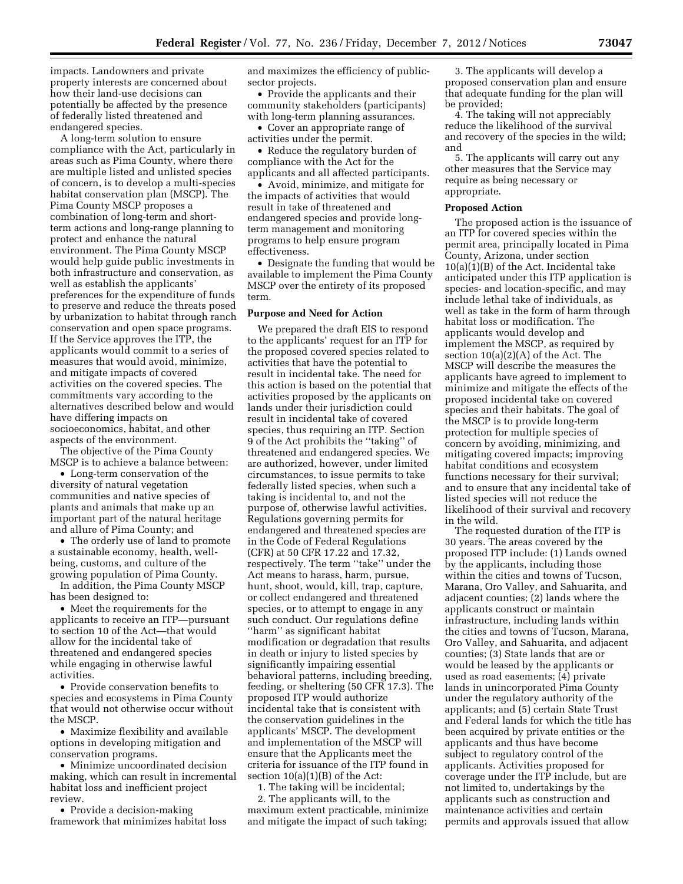impacts. Landowners and private property interests are concerned about how their land-use decisions can potentially be affected by the presence of federally listed threatened and endangered species.

A long-term solution to ensure compliance with the Act, particularly in areas such as Pima County, where there are multiple listed and unlisted species of concern, is to develop a multi-species habitat conservation plan (MSCP). The Pima County MSCP proposes a combination of long-term and short-term actions and long-range planning to protect and enhance the natural environment. The Pima County MSCP would help guide public investments in both infrastructure and conservation, as well as establish the applicants' preferences for the expenditure of funds to preserve and reduce the threats posed by urbanization to habitat through ranch conservation and open space programs. If the Service approves the ITP, the applicants would commit to a series of measures that would avoid, minimize, and mitigate impacts of covered activities on the covered species. The commitments vary according to the alternatives described below and would have differing impacts on socioeconomics, habitat, and other aspects of the environment.

The objective of the Pima County MSCP is to achieve a balance between:

- Long-term conservation of the diversity of natural vegetation communities and native species of plants and animals that make up an important part of the natural heritage and allure of Pima County; and
- The orderly use of land to promote a sustainable economy, health, well-being, customs, and culture of the growing population of Pima County.

In addition, the Pima County MSCP has been designed to:

- Meet the requirements for the applicants to receive an ITP—pursuant to section 10 of the Act—that would allow for the incidental take of threatened and endangered species while engaging in otherwise lawful activities.
- Provide conservation benefits to species and ecosystems in Pima County that would not otherwise occur without the MSCP.
- Maximize flexibility and available options in developing mitigation and conservation programs.
- Minimize uncoordinated decision making, which can result in incremental habitat loss and inefficient project review.
- Provide a decision-making framework that minimizes habitat loss and maximizes the efficiency of public-sector projects.
- Provide the applicants and their community stakeholders (participants) with long-term planning assurances.
- Cover an appropriate range of activities under the permit.
- Reduce the regulatory burden of compliance with the Act for the applicants and all affected participants.
- Avoid, minimize, and mitigate for the impacts of activities that would result in take of threatened and endangered species and provide long-term management and monitoring programs to help ensure program effectiveness.
- Designate the funding that would be available to implement the Pima County MSCP over the entirety of its proposed term.

**Purpose and Need for Action**

We prepared the draft EIS to respond to the applicants' request for an ITP for the proposed covered species related to activities that have the potential to result in incidental take. The need for this action is based on the potential that activities proposed by the applicants on lands under their jurisdiction could result in incidental take of covered species, thus requiring an ITP. Section 9 of the Act prohibits the ''taking'' of threatened and endangered species. We are authorized, however, under limited circumstances, to issue permits to take federally listed species, when such a taking is incidental to, and not the purpose of, otherwise lawful activities. Regulations governing permits for endangered and threatened species are in the Code of Federal Regulations (CFR) at 50 CFR 17.22 and 17.32, respectively. The term ''take'' under the Act means to harass, harm, pursue, hunt, shoot, would, kill, trap, capture, or collect endangered and threatened species, or to attempt to engage in any such conduct. Our regulations define ''harm'' as significant habitat modification or degradation that results in death or injury to listed species by significantly impairing essential behavioral patterns, including breeding, feeding, or sheltering (50 CFR 17.3). The proposed ITP would authorize incidental take that is consistent with the conservation guidelines in the applicants' MSCP. The development and implementation of the MSCP will ensure that the Applicants meet the criteria for issuance of the ITP found in section 10(a)(1)(B) of the Act:

1. The taking will be incidental;
2. The applicants will, to the maximum extent practicable, minimize and mitigate the impact of such taking;
3. The applicants will develop a proposed conservation plan and ensure that adequate funding for the plan will be provided;
4. The taking will not appreciably reduce the likelihood of the survival and recovery of the species in the wild; and
5. The applicants will carry out any other measures that the Service may require as being necessary or appropriate.

**Proposed Action**

The proposed action is the issuance of an ITP for covered species within the permit area, principally located in Pima County, Arizona, under section 10(a)(1)(B) of the Act. Incidental take anticipated under this ITP application is species- and location-specific, and may include lethal take of individuals, as well as take in the form of harm through habitat loss or modification. The applicants would develop and implement the MSCP, as required by section 10(a)(2)(A) of the Act. The MSCP will describe the measures the applicants have agreed to implement to minimize and mitigate the effects of the proposed incidental take on covered species and their habitats. The goal of the MSCP is to provide long-term protection for multiple species of concern by avoiding, minimizing, and mitigating covered impacts; improving habitat conditions and ecosystem functions necessary for their survival; and to ensure that any incidental take of listed species will not reduce the likelihood of their survival and recovery in the wild.

The requested duration of the ITP is 30 years. The areas covered by the proposed ITP include: (1) Lands owned by the applicants, including those within the cities and towns of Tucson, Marana, Oro Valley, and Sahuarita, and adjacent counties; (2) lands where the applicants construct or maintain infrastructure, including lands within the cities and towns of Tucson, Marana, Oro Valley, and Sahuarita, and adjacent counties; (3) State lands that are or would be leased by the applicants or used as road easements; (4) private lands in unincorporated Pima County under the regulatory authority of the applicants; and (5) certain State Trust and Federal lands for which the title has been acquired by private entities or the applicants and thus have become subject to regulatory control of the applicants. Activities proposed for coverage under the ITP include, but are not limited to, undertakings by the applicants such as construction and maintenance activities and certain permits and approvals issued that allow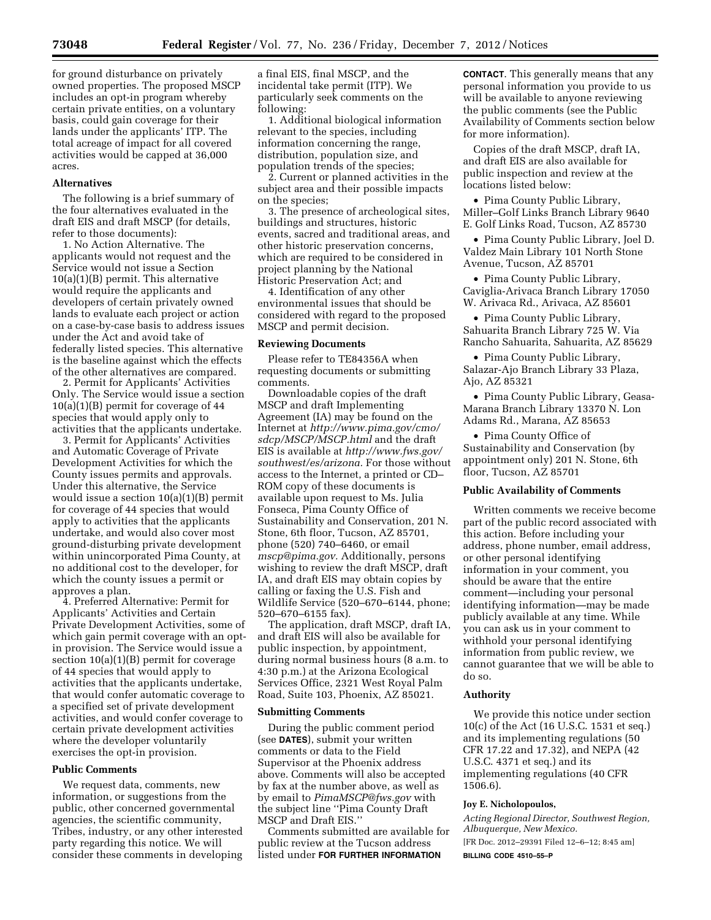for ground disturbance on privately owned properties. The proposed MSCP includes an opt-in program whereby certain private entities, on a voluntary basis, could gain coverage for their lands under the applicants' ITP. The total acreage of impact for all covered activities would be capped at 36,000 acres.

**Alternatives**

The following is a brief summary of the four alternatives evaluated in the draft EIS and draft MSCP (for details, refer to those documents):

1. No Action Alternative. The applicants would not request and the Service would not issue a Section 10(a)(1)(B) permit. This alternative would require the applicants and developers of certain privately owned lands to evaluate each project or action on a case-by-case basis to address issues under the Act and avoid take of federally listed species. This alternative is the baseline against which the effects of the other alternatives are compared.

2. Permit for Applicants' Activities Only. The Service would issue a section 10(a)(1)(B) permit for coverage of 44 species that would apply only to activities that the applicants undertake.

3. Permit for Applicants' Activities and Automatic Coverage of Private Development Activities for which the County issues permits and approvals. Under this alternative, the Service would issue a section 10(a)(1)(B) permit for coverage of 44 species that would apply to activities that the applicants undertake, and would also cover most ground-disturbing private development within unincorporated Pima County, at no additional cost to the developer, for which the county issues a permit or approves a plan.

4. Preferred Alternative: Permit for Applicants' Activities and Certain Private Development Activities, some of which gain permit coverage with an opt-in provision. The Service would issue a section 10(a)(1)(B) permit for coverage of 44 species that would apply to activities that the applicants undertake, that would confer automatic coverage to a specified set of private development activities, and would confer coverage to certain private development activities where the developer voluntarily exercises the opt-in provision.

**Public Comments**

We request data, comments, new information, or suggestions from the public, other concerned governmental agencies, the scientific community, Tribes, industry, or any other interested party regarding this notice. We will consider these comments in developing a final EIS, final MSCP, and the incidental take permit (ITP). We particularly seek comments on the following:

1. Additional biological information relevant to the species, including information concerning the range, distribution, population size, and population trends of the species;

2. Current or planned activities in the subject area and their possible impacts on the species;

3. The presence of archeological sites, buildings and structures, historic events, sacred and traditional areas, and other historic preservation concerns, which are required to be considered in project planning by the National Historic Preservation Act; and

4. Identification of any other environmental issues that should be considered with regard to the proposed MSCP and permit decision.

**Reviewing Documents**

Please refer to TE84356A when requesting documents or submitting comments.

Downloadable copies of the draft MSCP and draft Implementing Agreement (IA) may be found on the Internet at *http://www.pima.gov/cmo/sdcp/MSCP/MSCP.html* and the draft EIS is available at *http://www.fws.gov/southwest/es/arizona.* For those without access to the Internet, a printed or CD–ROM copy of these documents is available upon request to Ms. Julia Fonseca, Pima County Office of Sustainability and Conservation, 201 N. Stone, 6th floor, Tucson, AZ 85701, phone (520) 740–6460, or email *mscp@pima.gov.* Additionally, persons wishing to review the draft MSCP, draft IA, and draft EIS may obtain copies by calling or faxing the U.S. Fish and Wildlife Service (520–670–6144, phone; 520–670–6155 fax).

The application, draft MSCP, draft IA, and draft EIS will also be available for public inspection, by appointment, during normal business hours (8 a.m. to 4:30 p.m.) at the Arizona Ecological Services Office, 2321 West Royal Palm Road, Suite 103, Phoenix, AZ 85021.

**Submitting Comments**

During the public comment period (see **DATES**), submit your written comments or data to the Field Supervisor at the Phoenix address above. Comments will also be accepted by fax at the number above, as well as by email to *PimaMSCP@fws.gov* with the subject line ''Pima County Draft MSCP and Draft EIS.''

Comments submitted are available for public review at the Tucson address listed under **FOR FURTHER INFORMATION CONTACT**. This generally means that any personal information you provide to us will be available to anyone reviewing the public comments (see the Public Availability of Comments section below for more information).

Copies of the draft MSCP, draft IA, and draft EIS are also available for public inspection and review at the locations listed below:

- Pima County Public Library, Miller–Golf Links Branch Library 9640 E. Golf Links Road, Tucson, AZ 85730
- Pima County Public Library, Joel D. Valdez Main Library 101 North Stone Avenue, Tucson, AZ 85701
- Pima County Public Library, Caviglia-Arivaca Branch Library 17050 W. Arivaca Rd., Arivaca, AZ 85601
- Pima County Public Library, Sahuarita Branch Library 725 W. Via Rancho Sahuarita, Sahuarita, AZ 85629
- Pima County Public Library, Salazar-Ajo Branch Library 33 Plaza, Ajo, AZ 85321
- Pima County Public Library, Geasa-Marana Branch Library 13370 N. Lon Adams Rd., Marana, AZ 85653
- Pima County Office of Sustainability and Conservation (by appointment only) 201 N. Stone, 6th floor, Tucson, AZ 85701

**Public Availability of Comments**

Written comments we receive become part of the public record associated with this action. Before including your address, phone number, email address, or other personal identifying information in your comment, you should be aware that the entire comment—including your personal identifying information—may be made publicly available at any time. While you can ask us in your comment to withhold your personal identifying information from public review, we cannot guarantee that we will be able to do so.

**Authority**

We provide this notice under section 10(c) of the Act (16 U.S.C. 1531 et seq.) and its implementing regulations (50 CFR 17.22 and 17.32), and NEPA (42 U.S.C. 4371 et seq.) and its implementing regulations (40 CFR 1506.6).

**Joy E. Nicholopoulos,**

*Acting Regional Director, Southwest Region, Albuquerque, New Mexico.*

[FR Doc. 2012–29391 Filed 12–6–12; 8:45 am]

**BILLING CODE 4510–55–P**